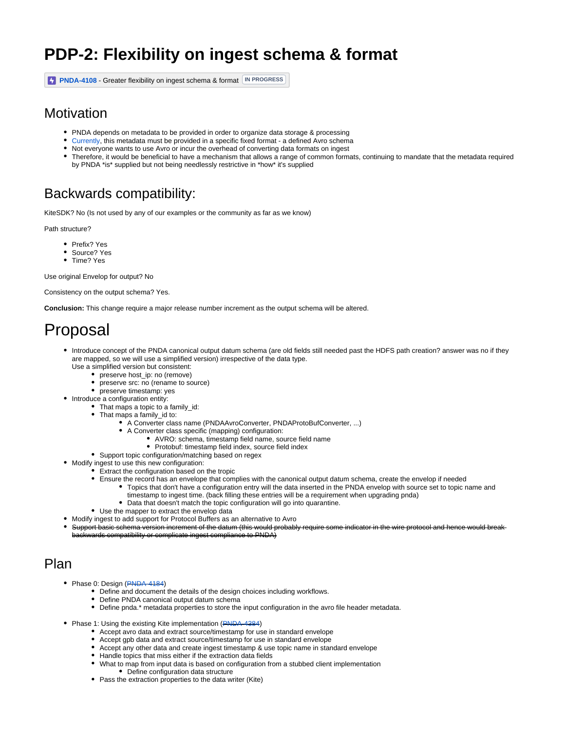# PDP-2: Flexibility on ingest schema & format

PNDA-4108 - Greater flexibility on ingest schema & format IN PROGRESS

## Motivation

- PNDA depends on metadata to be provided in order to organize data storage & processing
- Currently, this metadata must be provided in a specific fixed format - a defined Avro schema
- Not everyone wants to use Avro or incur the overhead of converting data formats on ingest
- Therefore, it would be beneficial to have a mechanism that allows a range of common formats, continuing to mandate that the metadata required by PNDA *is* supplied but not being needlessly restrictive in *how* it's supplied

## Backwards compatibility:

KiteSDK? No (Is not used by any of our examples or the community as far as we know)

Path structure?

- Prefix? Yes
- Source? Yes
- Time? Yes

Use original Envelop for output? No

Consistency on the output schema? Yes.

**Conclusion:** This change require a major release number increment as the output schema will be altered.

# Proposal

- Introduce concept of the PNDA canonical output datum schema (are old fields still needed past the HDFS path creation? answer was no if they are mapped, so we will use a simplified version) irrespective of the data type.
  Use a simplified version but consistent:
  - preserve host_ip: no (remove)
  - preserve src: no (rename to source)
  - preserve timestamp: yes
- Introduce a configuration entity:
  - That maps a topic to a family_id:
  - That maps a family_id to:
    - A Converter class name (PNDAAvroConverter, PNDAProtoBufConverter, ...)
    - A Converter class specific (mapping) configuration:
      - AVRO: schema, timestamp field name, source field name
      - Protobuf: timestamp field index, source field index
  - Support topic configuration/matching based on regex
- Modify ingest to use this new configuration:
  - Extract the configuration based on the tropic
  - Ensure the record has an envelope that complies with the canonical output datum schema, create the envelop if needed
    - Topics that don't have a configuration entry will the data inserted in the PNDA envelop with source set to topic name and timestamp to ingest time. (back filling these entries will be a requirement when upgrading pnda)
    - Data that doesn't match the topic configuration will go into quarantine.
  - Use the mapper to extract the envelop data
- Modify ingest to add support for Protocol Buffers as an alternative to Avro
- ~~Support basic schema version increment of the datum (this would probably require some indicator in the wire protocol and hence would break backwards compatibility or complicate ingest compliance to PNDA)~~

## Plan

- Phase 0: Design (~~PNDA-4184~~)
  - Define and document the details of the design choices including workflows.
  - Define PNDA canonical output datum schema
  - Define pnda.* metadata properties to store the input configuration in the avro file header metadata.
- Phase 1: Using the existing Kite implementation (~~PNDA-4384~~)
  - Accept avro data and extract source/timestamp for use in standard envelope
  - Accept gpb data and extract source/timestamp for use in standard envelope
  - Accept any other data and create ingest timestamp & use topic name in standard envelope
  - Handle topics that miss either if the extraction data fields
  - What to map from input data is based on configuration from a stubbed client implementation
    - Define configuration data structure
  - Pass the extraction properties to the data writer (Kite)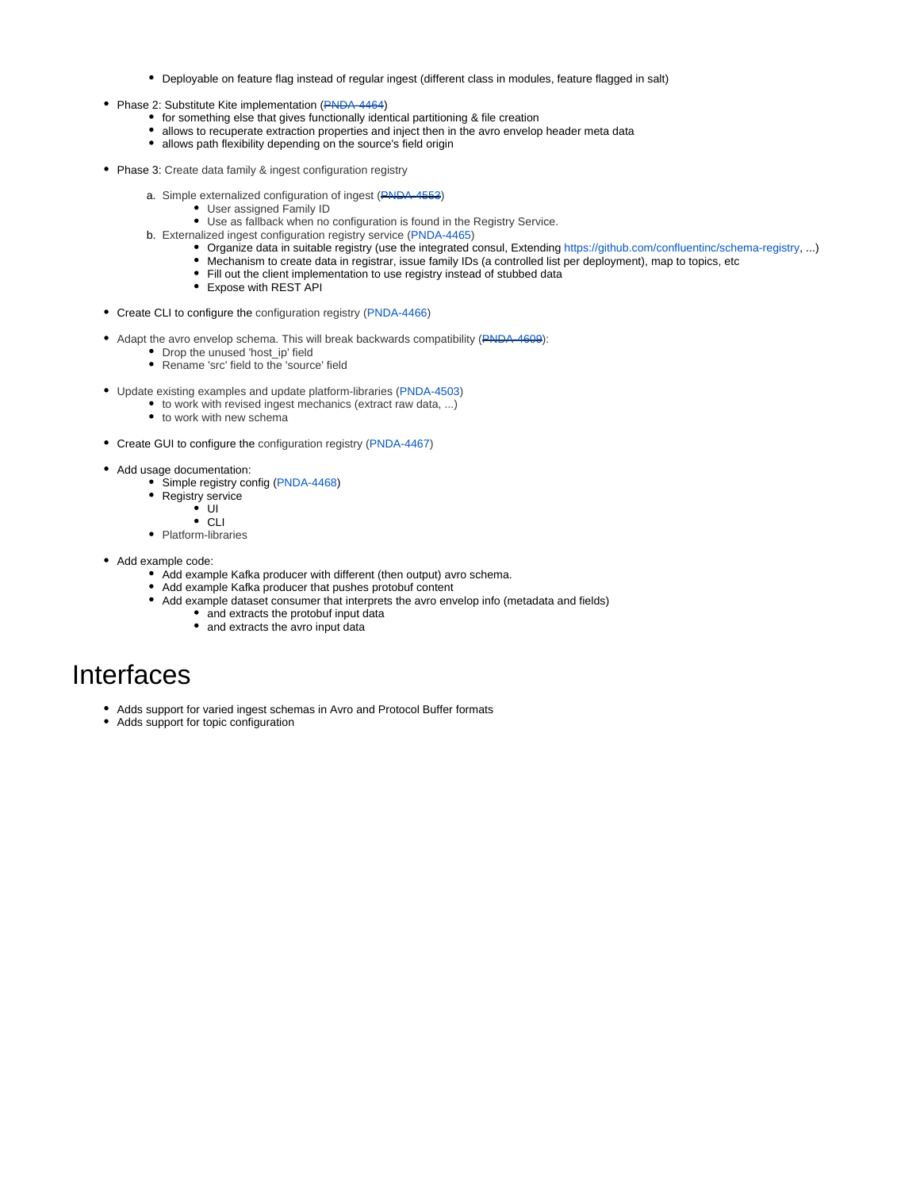- Deployable on feature flag instead of regular ingest (different class in modules, feature flagged in salt)

- Phase 2: Substitute Kite implementation (~~PNDA-4464~~)
    - for something else that gives functionally identical partitioning & file creation
    - allows to recuperate extraction properties and inject then in the avro envelop header meta data
    - allows path flexibility depending on the source's field origin

- Phase 3: Create data family & ingest configuration registry

    a. Simple externalized configuration of ingest (~~PNDA-4553~~)
        - User assigned Family ID
        - Use as fallback when no configuration is found in the Registry Service.

    b. Externalized ingest configuration registry service (PNDA-4465)
        - Organize data in suitable registry (use the integrated consul, Extending https://github.com/confluentinc/schema-registry, ...)
        - Mechanism to create data in registrar, issue family IDs (a controlled list per deployment), map to topics, etc
        - Fill out the client implementation to use registry instead of stubbed data
        - Expose with REST API

- Create CLI to configure the configuration registry (PNDA-4466)

- Adapt the avro envelop schema. This will break backwards compatibility (~~PNDA-4609~~):
    - Drop the unused 'host_ip' field
    - Rename 'src' field to the 'source' field

- Update existing examples and update platform-libraries (PNDA-4503)
    - to work with revised ingest mechanics (extract raw data, ...)
    - to work with new schema

- Create GUI to configure the configuration registry (PNDA-4467)

- Add usage documentation:
    - Simple registry config (PNDA-4468)
    - Registry service
        - UI
        - CLI
    - Platform-libraries

- Add example code:
    - Add example Kafka producer with different (then output) avro schema.
    - Add example Kafka producer that pushes protobuf content
    - Add example dataset consumer that interprets the avro envelop info (metadata and fields)
        - and extracts the protobuf input data
        - and extracts the avro input data

# Interfaces

- Adds support for varied ingest schemas in Avro and Protocol Buffer formats
- Adds support for topic configuration